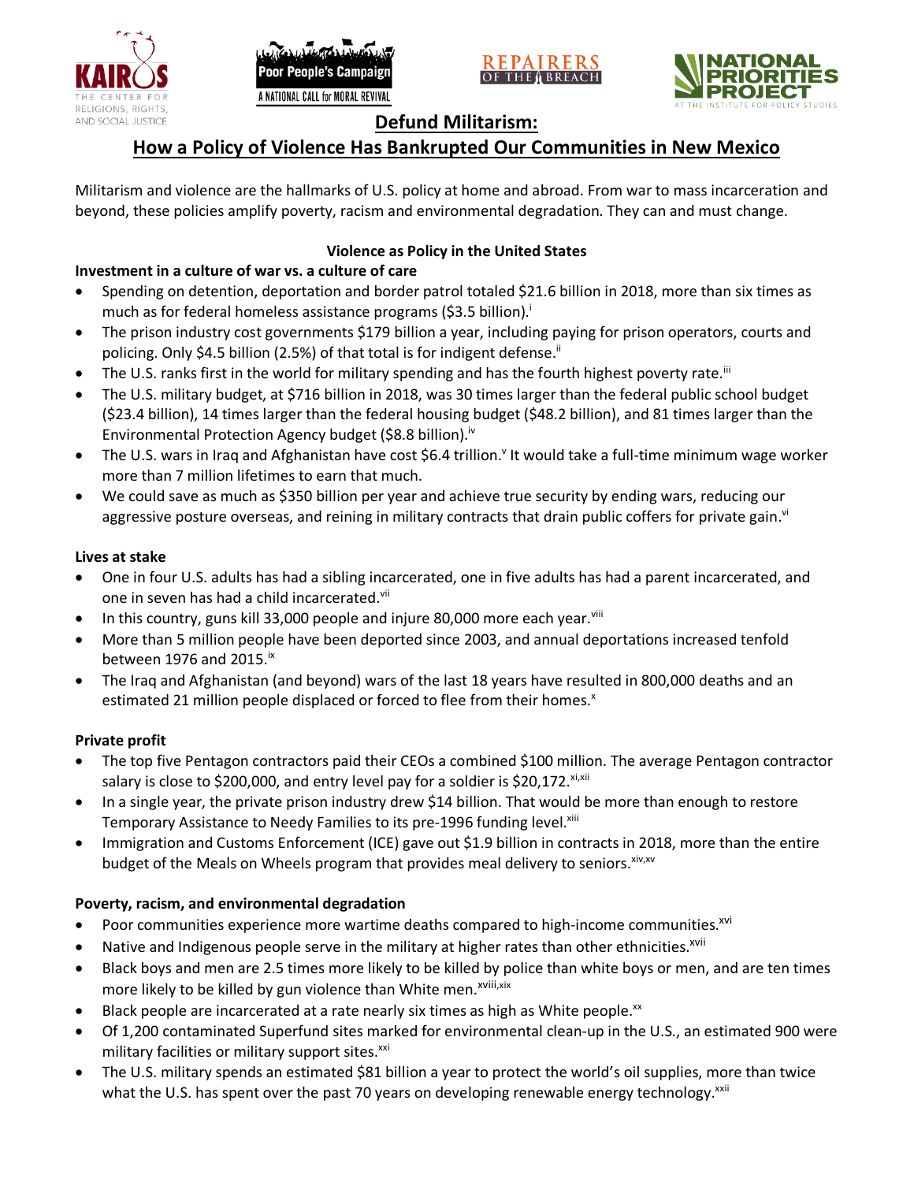# Defund Militarism:

## How a Policy of Violence Has Bankrupted Our Communities in New Mexico

Militarism and violence are the hallmarks of U.S. policy at home and abroad. From war to mass incarceration and beyond, these policies amplify poverty, racism and environmental degradation. They can and must change.

### Violence as Policy in the United States

**Investment in a culture of war vs. a culture of care**

- Spending on detention, deportation and border patrol totaled $21.6 billion in 2018, more than six times as much as for federal homeless assistance programs ($3.5 billion).[i]
- The prison industry cost governments $179 billion a year, including paying for prison operators, courts and policing. Only $4.5 billion (2.5%) of that total is for indigent defense.[ii]
- The U.S. ranks first in the world for military spending and has the fourth highest poverty rate.[iii]
- The U.S. military budget, at $716 billion in 2018, was 30 times larger than the federal public school budget ($23.4 billion), 14 times larger than the federal housing budget ($48.2 billion), and 81 times larger than the Environmental Protection Agency budget ($8.8 billion).[iv]
- The U.S. wars in Iraq and Afghanistan have cost $6.4 trillion.[v] It would take a full-time minimum wage worker more than 7 million lifetimes to earn that much.
- We could save as much as $350 billion per year and achieve true security by ending wars, reducing our aggressive posture overseas, and reining in military contracts that drain public coffers for private gain.[vi]

**Lives at stake**

- One in four U.S. adults has had a sibling incarcerated, one in five adults has had a parent incarcerated, and one in seven has had a child incarcerated.[vii]
- In this country, guns kill 33,000 people and injure 80,000 more each year.[viii]
- More than 5 million people have been deported since 2003, and annual deportations increased tenfold between 1976 and 2015.[ix]
- The Iraq and Afghanistan (and beyond) wars of the last 18 years have resulted in 800,000 deaths and an estimated 21 million people displaced or forced to flee from their homes.[x]

**Private profit**

- The top five Pentagon contractors paid their CEOs a combined $100 million. The average Pentagon contractor salary is close to $200,000, and entry level pay for a soldier is $20,172.[xi,xii]
- In a single year, the private prison industry drew $14 billion. That would be more than enough to restore Temporary Assistance to Needy Families to its pre-1996 funding level.[xiii]
- Immigration and Customs Enforcement (ICE) gave out $1.9 billion in contracts in 2018, more than the entire budget of the Meals on Wheels program that provides meal delivery to seniors.[xiv,xv]

**Poverty, racism, and environmental degradation**

- Poor communities experience more wartime deaths compared to high-income communities.[xvi]
- Native and Indigenous people serve in the military at higher rates than other ethnicities.[xvii]
- Black boys and men are 2.5 times more likely to be killed by police than white boys or men, and are ten times more likely to be killed by gun violence than White men.[xviii,xix]
- Black people are incarcerated at a rate nearly six times as high as White people.[xx]
- Of 1,200 contaminated Superfund sites marked for environmental clean-up in the U.S., an estimated 900 were military facilities or military support sites.[xxi]
- The U.S. military spends an estimated $81 billion a year to protect the world's oil supplies, more than twice what the U.S. has spent over the past 70 years on developing renewable energy technology.[xxii]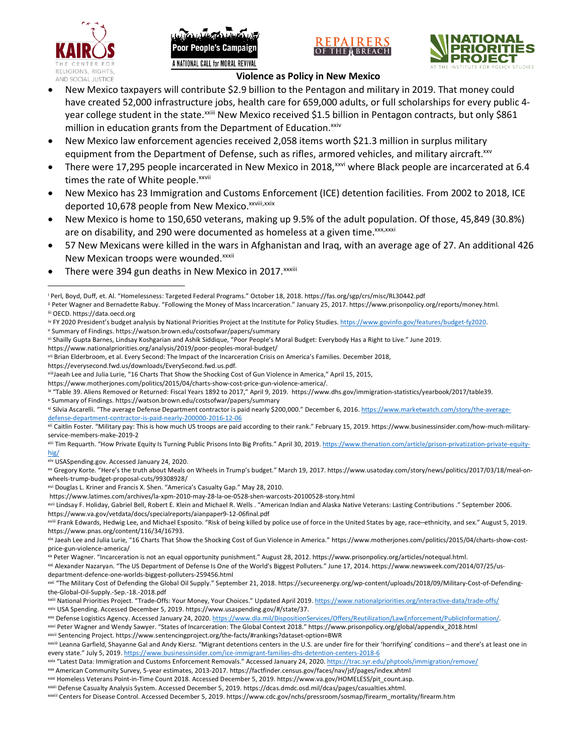## Violence as Policy in New Mexico

- New Mexico taxpayers will contribute $2.9 billion to the Pentagon and military in 2019. That money could have created 52,000 infrastructure jobs, health care for 659,000 adults, or full scholarships for every public 4-year college student in the state.[xxiii] New Mexico received $1.5 billion in Pentagon contracts, but only $861 million in education grants from the Department of Education.[xxiv]
- New Mexico law enforcement agencies received 2,058 items worth $21.3 million in surplus military equipment from the Department of Defense, such as rifles, armored vehicles, and military aircraft.[xxv]
- There were 17,295 people incarcerated in New Mexico in 2018,[xxvi] where Black people are incarcerated at 6.4 times the rate of White people.[xxvii]
- New Mexico has 23 Immigration and Customs Enforcement (ICE) detention facilities. From 2002 to 2018, ICE deported 10,678 people from New Mexico.[xxviii,xxix]
- New Mexico is home to 150,650 veterans, making up 9.5% of the adult population. Of those, 45,849 (30.8%) are on disability, and 290 were documented as homeless at a given time.[xxx,xxxi]
- 57 New Mexicans were killed in the wars in Afghanistan and Iraq, with an average age of 27. An additional 426 New Mexican troops were wounded.[xxxii]
- There were 394 gun deaths in New Mexico in 2017.[xxxiii]

---

[i] Perl, Boyd, Duff, et. Al. "Homelessness: Targeted Federal Programs." October 18, 2018. https://fas.org/sgp/crs/misc/RL30442.pdf

[ii] Peter Wagner and Bernadette Rabuy. "Following the Money of Mass Incarceration." January 25, 2017. https://www.prisonpolicy.org/reports/money.html.

[iii] OECD. https://data.oecd.org

[iv] FY 2020 President's budget analysis by National Priorities Project at the Institute for Policy Studies. https://www.govinfo.gov/features/budget-fy2020.

[v] Summary of Findings. https://watson.brown.edu/costsofwar/papers/summary

[vi] Shailly Gupta Barnes, Lindsay Koshgarian and Ashik Siddique, "Poor People's Moral Budget: Everybody Has a Right to Live." June 2019. https://www.nationalpriorities.org/analysis/2019/poor-peoples-moral-budget/

[vii] Brian Elderbroom, et al. Every Second: The Impact of the Incarceration Crisis on America's Families. December 2018, https://everysecond.fwd.us/downloads/EverySecond.fwd.us.pdf.

[viii] Jaeah Lee and Julia Lurie, "16 Charts That Show the Shocking Cost of Gun Violence in America," April 15, 2015, https://www.motherjones.com/politics/2015/04/charts-show-cost-price-gun-violence-america/.

[ix] "Table 39. Aliens Removed or Returned: Fiscal Years 1892 to 2017," April 9, 2019. https://www.dhs.gov/immigration-statistics/yearbook/2017/table39.

[x] Summary of Findings. https://watson.brown.edu/costsofwar/papers/summary

[xi] Silvia Ascarelli. "The average Defense Department contractor is paid nearly $200,000." December 6, 2016. https://www.marketwatch.com/story/the-average-defense-department-contractor-is-paid-nearly-200000-2016-12-06

[xii] Caitlin Foster. "Military pay: This is how much US troops are paid according to their rank." February 15, 2019. https://www.businessinsider.com/how-much-military-service-members-make-2019-2

[xiii] Tim Requarth. "How Private Equity Is Turning Public Prisons Into Big Profits." April 30, 2019. https://www.thenation.com/article/prison-privatization-private-equity-hig/

[xiv] USASpending.gov. Accessed January 24, 2020.

[xv] Gregory Korte. "Here's the truth about Meals on Wheels in Trump's budget." March 19, 2017. https://www.usatoday.com/story/news/politics/2017/03/18/meal-on-wheels-trump-budget-proposal-cuts/99308928/

[xvi] Douglas L. Kriner and Francis X. Shen. "America's Casualty Gap." May 28, 2010. https://www.latimes.com/archives/la-xpm-2010-may-28-la-oe-0528-shen-warcosts-20100528-story.html

[xvii] Lindsay F. Holiday, Gabriel Bell, Robert E. Klein and Michael R. Wells . "American Indian and Alaska Native Veterans: Lasting Contributions ." September 2006. https://www.va.gov/vetdata/docs/specialreports/aianpaper9-12-06final.pdf

[xviii] Frank Edwards, Hedwig Lee, and Michael Esposito. "Risk of being killed by police use of force in the United States by age, race–ethnicity, and sex." August 5, 2019. https://www.pnas.org/content/116/34/16793.

[xix] Jaeah Lee and Julia Lurie, "16 Charts That Show the Shocking Cost of Gun Violence in America." https://www.motherjones.com/politics/2015/04/charts-show-cost-price-gun-violence-america/

[xx] Peter Wagner. "Incarceration is not an equal opportunity punishment." August 28, 2012. https://www.prisonpolicy.org/articles/notequal.html.

[xxi] Alexander Nazaryan. "The US Department of Defense Is One of the World's Biggest Polluters." June 17, 2014. https://www.newsweek.com/2014/07/25/us-department-defence-one-worlds-biggest-polluters-259456.html

[xxii] "The Military Cost of Defending the Global Oil Supply." September 21, 2018. https://secureenergy.org/wp-content/uploads/2018/09/Military-Cost-of-Defending-the-Global-Oil-Supply.-Sep.-18.-2018.pdf

[xxiii] National Priorities Project. "Trade-Offs: Your Money, Your Choices." Updated April 2019. https://www.nationalpriorities.org/interactive-data/trade-offs/

[xxiv] USA Spending. Accessed December 5, 2019. https://www.usaspending.gov/#/state/37.

[xxv] Defense Logistics Agency. Accessed January 24, 2020. https://www.dla.mil/DispositionServices/Offers/Reutilization/LawEnforcement/PublicInformation/.

[xxvi] Peter Wagner and Wendy Sawyer. "States of Incarceration: The Global Context 2018." https://www.prisonpolicy.org/global/appendix_2018.html

[xxvii] Sentencing Project. https://www.sentencingproject.org/the-facts/#rankings?dataset-option=BWR

[xxviii] Leanna Garfield, Shayanne Gal and Andy Kiersz. "Migrant detentions centers in the U.S. are under fire for their 'horrifying' conditions – and there's at least one in every state." July 5, 2019. https://www.businessinsider.com/ice-immigrant-families-dhs-detention-centers-2018-6

[xxix] "Latest Data: Immigration and Customs Enforcement Removals." Accessed January 24, 2020. https://trac.syr.edu/phptools/immigration/remove/

[xxx] American Community Survey, 5-year estimates, 2013-2017. https://factfinder.census.gov/faces/nav/jsf/pages/index.xhtml

[xxxi] Homeless Veterans Point-in-Time Count 2018. Accessed December 5, 2019. https://www.va.gov/HOMELESS/pit_count.asp.

[xxxii] Defense Casualty Analysis System. Accessed December 5, 2019. https://dcas.dmdc.osd.mil/dcas/pages/casualties.xhtml.

[xxxiii] Centers for Disease Control. Accessed December 5, 2019. https://www.cdc.gov/nchs/pressroom/sosmap/firearm_mortality/firearm.htm